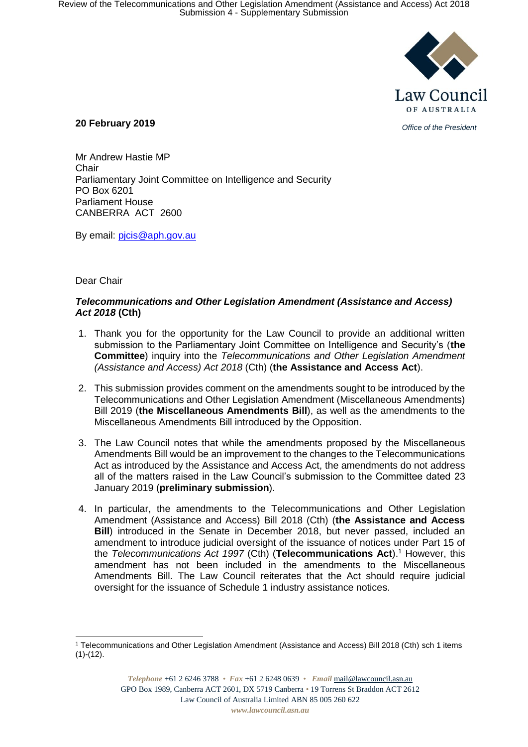Law Council OF AUSTRALIA

*Office of the President*

**20 February 2019**

Mr Andrew Hastie MP
Chair
Parliamentary Joint Committee on Intelligence and Security
PO Box 6201
Parliament House
CANBERRA ACT 2600

By email: pjcis@aph.gov.au

Dear Chair

***Telecommunications and Other Legislation Amendment (Assistance and Access) Act 2018* (Cth)**

1. Thank you for the opportunity for the Law Council to provide an additional written submission to the Parliamentary Joint Committee on Intelligence and Security's (**the Committee**) inquiry into the *Telecommunications and Other Legislation Amendment (Assistance and Access) Act 2018* (Cth) (**the Assistance and Access Act**).

2. This submission provides comment on the amendments sought to be introduced by the Telecommunications and Other Legislation Amendment (Miscellaneous Amendments) Bill 2019 (**the Miscellaneous Amendments Bill**), as well as the amendments to the Miscellaneous Amendments Bill introduced by the Opposition.

3. The Law Council notes that while the amendments proposed by the Miscellaneous Amendments Bill would be an improvement to the changes to the Telecommunications Act as introduced by the Assistance and Access Act, the amendments do not address all of the matters raised in the Law Council's submission to the Committee dated 23 January 2019 (**preliminary submission**).

4. In particular, the amendments to the Telecommunications and Other Legislation Amendment (Assistance and Access) Bill 2018 (Cth) (**the Assistance and Access Bill**) introduced in the Senate in December 2018, but never passed, included an amendment to introduce judicial oversight of the issuance of notices under Part 15 of the *Telecommunications Act 1997* (Cth) (**Telecommunications Act**).[1] However, this amendment has not been included in the amendments to the Miscellaneous Amendments Bill. The Law Council reiterates that the Act should require judicial oversight for the issuance of Schedule 1 industry assistance notices.

[1] Telecommunications and Other Legislation Amendment (Assistance and Access) Bill 2018 (Cth) sch 1 items (1)-(12).

*Telephone* +61 2 6246 3788 • *Fax* +61 2 6248 0639 • *Email* mail@lawcouncil.asn.au
GPO Box 1989, Canberra ACT 2601, DX 5719 Canberra • 19 Torrens St Braddon ACT 2612
Law Council of Australia Limited ABN 85 005 260 622
*www.lawcouncil.asn.au*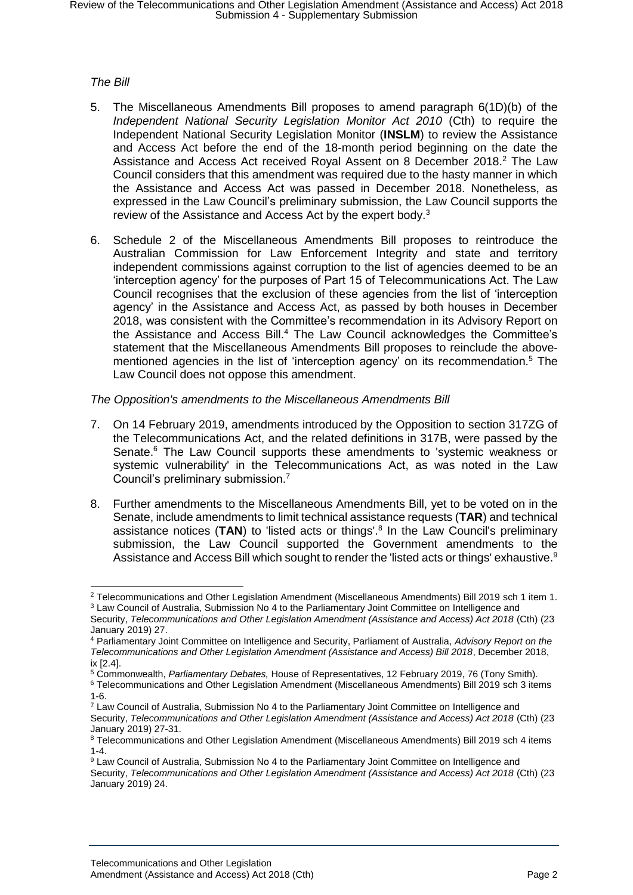*The Bill*

5. The Miscellaneous Amendments Bill proposes to amend paragraph 6(1D)(b) of the *Independent National Security Legislation Monitor Act 2010* (Cth) to require the Independent National Security Legislation Monitor (**INSLM**) to review the Assistance and Access Act before the end of the 18-month period beginning on the date the Assistance and Access Act received Royal Assent on 8 December 2018.[2] The Law Council considers that this amendment was required due to the hasty manner in which the Assistance and Access Act was passed in December 2018. Nonetheless, as expressed in the Law Council's preliminary submission, the Law Council supports the review of the Assistance and Access Act by the expert body.[3]

6. Schedule 2 of the Miscellaneous Amendments Bill proposes to reintroduce the Australian Commission for Law Enforcement Integrity and state and territory independent commissions against corruption to the list of agencies deemed to be an 'interception agency' for the purposes of Part 15 of Telecommunications Act. The Law Council recognises that the exclusion of these agencies from the list of 'interception agency' in the Assistance and Access Act, as passed by both houses in December 2018, was consistent with the Committee's recommendation in its Advisory Report on the Assistance and Access Bill.[4] The Law Council acknowledges the Committee's statement that the Miscellaneous Amendments Bill proposes to reinclude the above-mentioned agencies in the list of 'interception agency' on its recommendation.[5] The Law Council does not oppose this amendment.

*The Opposition's amendments to the Miscellaneous Amendments Bill*

7. On 14 February 2019, amendments introduced by the Opposition to section 317ZG of the Telecommunications Act, and the related definitions in 317B, were passed by the Senate.[6] The Law Council supports these amendments to 'systemic weakness or systemic vulnerability' in the Telecommunications Act, as was noted in the Law Council's preliminary submission.[7]

8. Further amendments to the Miscellaneous Amendments Bill, yet to be voted on in the Senate, include amendments to limit technical assistance requests (**TAR**) and technical assistance notices (**TAN**) to 'listed acts or things'.[8] In the Law Council's preliminary submission, the Law Council supported the Government amendments to the Assistance and Access Bill which sought to render the 'listed acts or things' exhaustive.[9]

---

[2] Telecommunications and Other Legislation Amendment (Miscellaneous Amendments) Bill 2019 sch 1 item 1.

[3] Law Council of Australia, Submission No 4 to the Parliamentary Joint Committee on Intelligence and Security, *Telecommunications and Other Legislation Amendment (Assistance and Access) Act 2018* (Cth) (23 January 2019) 27.

[4] Parliamentary Joint Committee on Intelligence and Security, Parliament of Australia, *Advisory Report on the Telecommunications and Other Legislation Amendment (Assistance and Access) Bill 2018*, December 2018, ix [2.4].

[5] Commonwealth, *Parliamentary Debates,* House of Representatives, 12 February 2019, 76 (Tony Smith).

[6] Telecommunications and Other Legislation Amendment (Miscellaneous Amendments) Bill 2019 sch 3 items 1-6.

[7] Law Council of Australia, Submission No 4 to the Parliamentary Joint Committee on Intelligence and Security, *Telecommunications and Other Legislation Amendment (Assistance and Access) Act 2018* (Cth) (23 January 2019) 27-31.

[8] Telecommunications and Other Legislation Amendment (Miscellaneous Amendments) Bill 2019 sch 4 items 1-4.

[9] Law Council of Australia, Submission No 4 to the Parliamentary Joint Committee on Intelligence and Security, *Telecommunications and Other Legislation Amendment (Assistance and Access) Act 2018* (Cth) (23 January 2019) 24.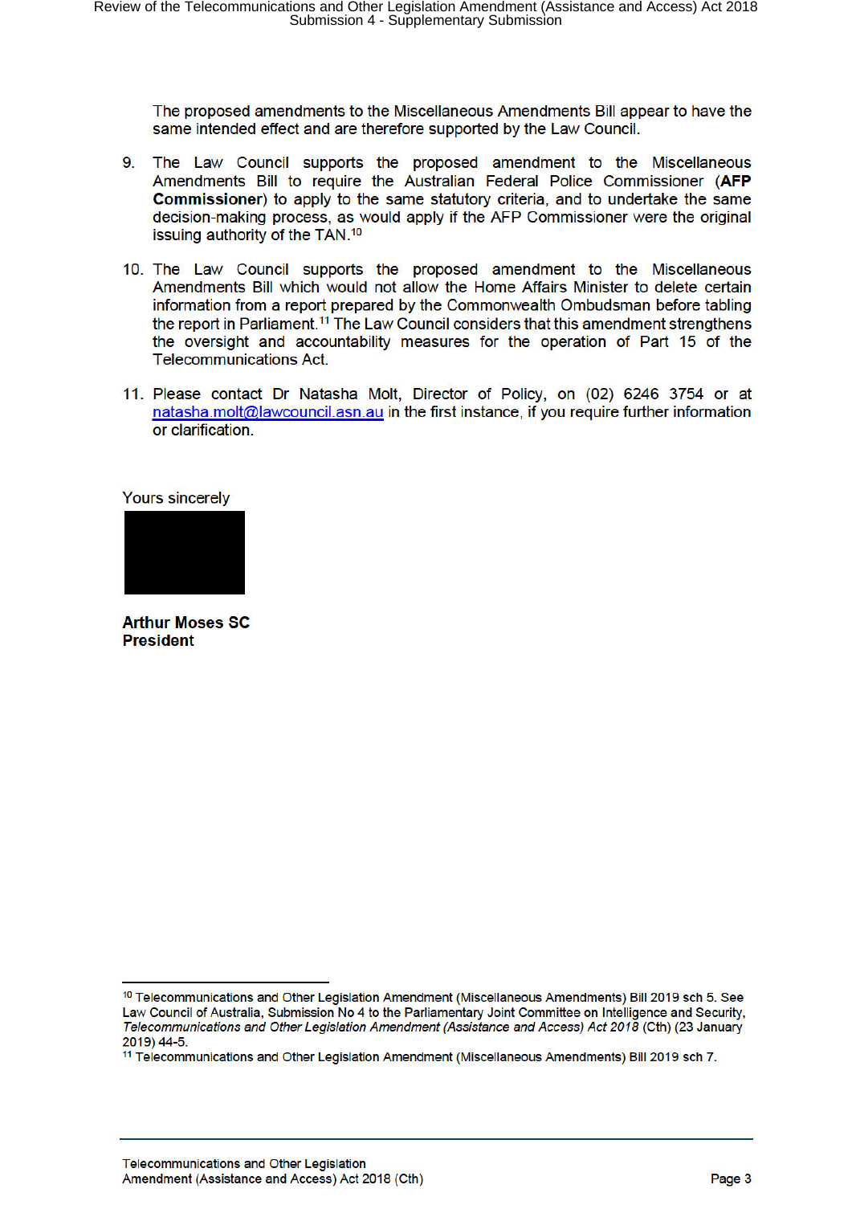The proposed amendments to the Miscellaneous Amendments Bill appear to have the same intended effect and are therefore supported by the Law Council.

9. The Law Council supports the proposed amendment to the Miscellaneous Amendments Bill to require the Australian Federal Police Commissioner (**AFP Commissioner**) to apply to the same statutory criteria, and to undertake the same decision-making process, as would apply if the AFP Commissioner were the original issuing authority of the TAN.[10]

10. The Law Council supports the proposed amendment to the Miscellaneous Amendments Bill which would not allow the Home Affairs Minister to delete certain information from a report prepared by the Commonwealth Ombudsman before tabling the report in Parliament.[11] The Law Council considers that this amendment strengthens the oversight and accountability measures for the operation of Part 15 of the Telecommunications Act.

11. Please contact Dr Natasha Molt, Director of Policy, on (02) 6246 3754 or at natasha.molt@lawcouncil.asn.au in the first instance, if you require further information or clarification.

Yours sincerely

**Arthur Moses SC**
**President**

---

[10] Telecommunications and Other Legislation Amendment (Miscellaneous Amendments) Bill 2019 sch 5. See Law Council of Australia, Submission No 4 to the Parliamentary Joint Committee on Intelligence and Security, *Telecommunications and Other Legislation Amendment (Assistance and Access) Act 2018* (Cth) (23 January 2019) 44-5.

[11] Telecommunications and Other Legislation Amendment (Miscellaneous Amendments) Bill 2019 sch 7.